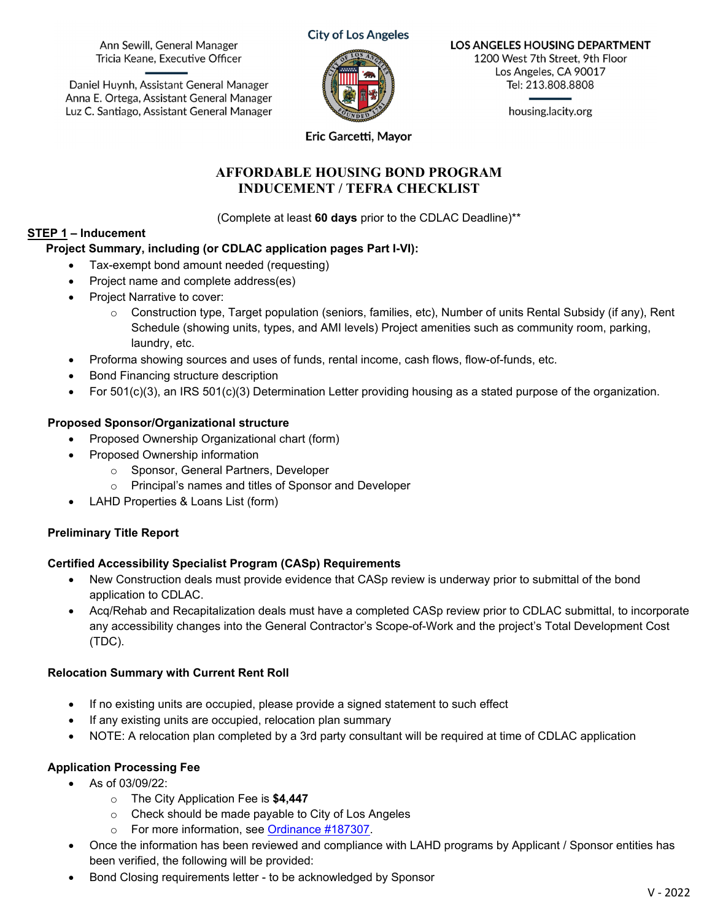Ann Sewill, General Manager
Tricia Keane, Executive Officer

Daniel Huynh, Assistant General Manager
Anna E. Ortega, Assistant General Manager
Luz C. Santiago, Assistant General Manager

City of Los Angeles

Eric Garcetti, Mayor

LOS ANGELES HOUSING DEPARTMENT
1200 West 7th Street, 9th Floor
Los Angeles, CA 90017
Tel: 213.808.8808

housing.lacity.org

# AFFORDABLE HOUSING BOND PROGRAM
# INDUCEMENT / TEFRA CHECKLIST

(Complete at least **60 days** prior to the CDLAC Deadline)**

**STEP 1 – Inducement**

**Project Summary, including (or CDLAC application pages Part I-VI):**

- Tax-exempt bond amount needed (requesting)
- Project name and complete address(es)
- Project Narrative to cover:
  - Construction type, Target population (seniors, families, etc), Number of units Rental Subsidy (if any), Rent Schedule (showing units, types, and AMI levels) Project amenities such as community room, parking, laundry, etc.
- Proforma showing sources and uses of funds, rental income, cash flows, flow-of-funds, etc.
- Bond Financing structure description
- For 501(c)(3), an IRS 501(c)(3) Determination Letter providing housing as a stated purpose of the organization.

**Proposed Sponsor/Organizational structure**

- Proposed Ownership Organizational chart (form)
- Proposed Ownership information
  - Sponsor, General Partners, Developer
  - Principal's names and titles of Sponsor and Developer
- LAHD Properties & Loans List (form)

**Preliminary Title Report**

**Certified Accessibility Specialist Program (CASp) Requirements**

- New Construction deals must provide evidence that CASp review is underway prior to submittal of the bond application to CDLAC.
- Acq/Rehab and Recapitalization deals must have a completed CASp review prior to CDLAC submittal, to incorporate any accessibility changes into the General Contractor's Scope-of-Work and the project's Total Development Cost (TDC).

**Relocation Summary with Current Rent Roll**

- If no existing units are occupied, please provide a signed statement to such effect
- If any existing units are occupied, relocation plan summary
- NOTE: A relocation plan completed by a 3rd party consultant will be required at time of CDLAC application

**Application Processing Fee**

- As of 03/09/22:
  - The City Application Fee is **$4,447**
  - Check should be made payable to City of Los Angeles
  - For more information, see Ordinance #187307.
- Once the information has been reviewed and compliance with LAHD programs by Applicant / Sponsor entities has been verified, the following will be provided:
- Bond Closing requirements letter - to be acknowledged by Sponsor

V - 2022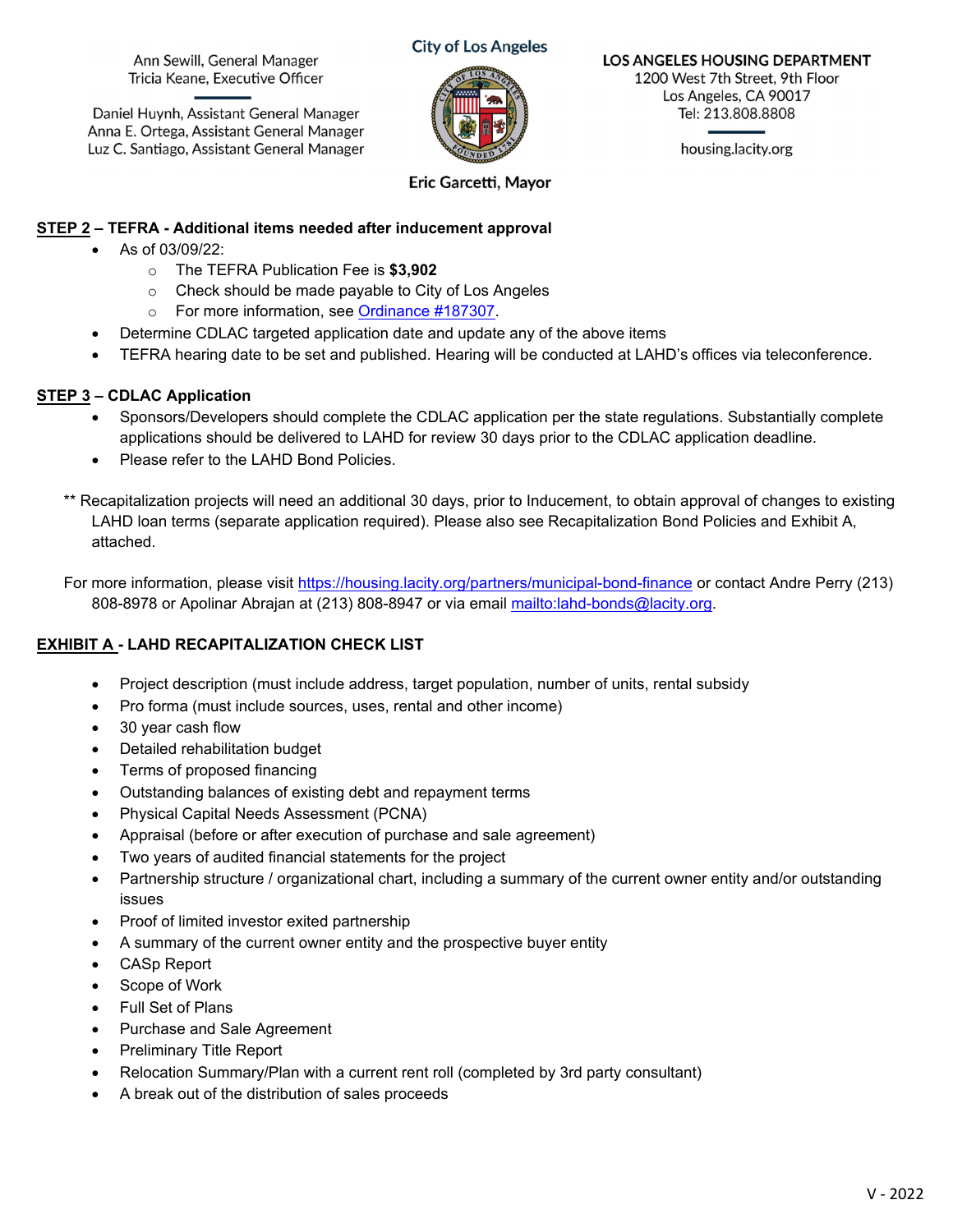Ann Sewill, General Manager
Tricia Keane, Executive Officer

Daniel Huynh, Assistant General Manager
Anna E. Ortega, Assistant General Manager
Luz C. Santiago, Assistant General Manager

City of Los Angeles

Eric Garcetti, Mayor

LOS ANGELES HOUSING DEPARTMENT
1200 West 7th Street, 9th Floor
Los Angeles, CA 90017
Tel: 213.808.8808

housing.lacity.org

**STEP 2 – TEFRA - Additional items needed after inducement approval**

- As of 03/09/22:
  - The TEFRA Publication Fee is **$3,902**
  - Check should be made payable to City of Los Angeles
  - For more information, see Ordinance #187307.
- Determine CDLAC targeted application date and update any of the above items
- TEFRA hearing date to be set and published. Hearing will be conducted at LAHD's offices via teleconference.

**STEP 3 – CDLAC Application**

- Sponsors/Developers should complete the CDLAC application per the state regulations. Substantially complete applications should be delivered to LAHD for review 30 days prior to the CDLAC application deadline.
- Please refer to the LAHD Bond Policies.

** Recapitalization projects will need an additional 30 days, prior to Inducement, to obtain approval of changes to existing LAHD loan terms (separate application required). Please also see Recapitalization Bond Policies and Exhibit A, attached.

For more information, please visit https://housing.lacity.org/partners/municipal-bond-finance or contact Andre Perry (213) 808-8978 or Apolinar Abrajan at (213) 808-8947 or via email mailto:lahd-bonds@lacity.org.

**EXHIBIT A - LAHD RECAPITALIZATION CHECK LIST**

- Project description (must include address, target population, number of units, rental subsidy
- Pro forma (must include sources, uses, rental and other income)
- 30 year cash flow
- Detailed rehabilitation budget
- Terms of proposed financing
- Outstanding balances of existing debt and repayment terms
- Physical Capital Needs Assessment (PCNA)
- Appraisal (before or after execution of purchase and sale agreement)
- Two years of audited financial statements for the project
- Partnership structure / organizational chart, including a summary of the current owner entity and/or outstanding issues
- Proof of limited investor exited partnership
- A summary of the current owner entity and the prospective buyer entity
- CASp Report
- Scope of Work
- Full Set of Plans
- Purchase and Sale Agreement
- Preliminary Title Report
- Relocation Summary/Plan with a current rent roll (completed by 3rd party consultant)
- A break out of the distribution of sales proceeds

V - 2022